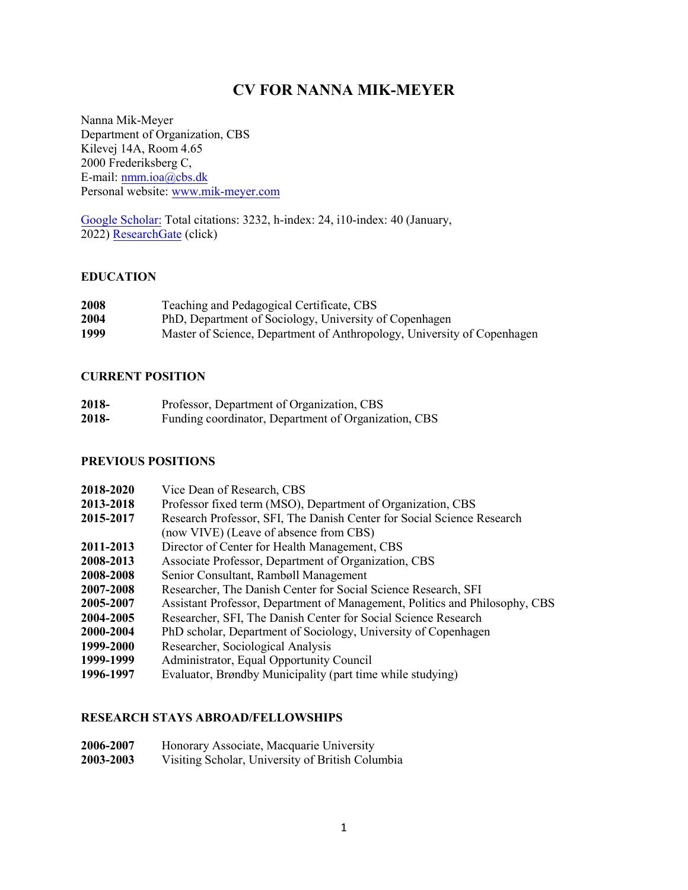# CV FOR NANNA MIK-MEYER

Nanna Mik-Meyer
Department of Organization, CBS
Kilevej 14A, Room 4.65
2000 Frederiksberg C,
E-mail: nmm.ioa@cbs.dk
Personal website: www.mik-meyer.com

Google Scholar: Total citations: 3232, h-index: 24, i10-index: 40 (January, 2022) ResearchGate (click)

## EDUCATION

| | |
|---|---|
| **2008** | Teaching and Pedagogical Certificate, CBS |
| **2004** | PhD, Department of Sociology, University of Copenhagen |
| **1999** | Master of Science, Department of Anthropology, University of Copenhagen |

## CURRENT POSITION

| | |
|---|---|
| **2018-** | Professor, Department of Organization, CBS |
| **2018-** | Funding coordinator, Department of Organization, CBS |

## PREVIOUS POSITIONS

| | |
|---|---|
| **2018-2020** | Vice Dean of Research, CBS |
| **2013-2018** | Professor fixed term (MSO), Department of Organization, CBS |
| **2015-2017** | Research Professor, SFI, The Danish Center for Social Science Research (now VIVE) (Leave of absence from CBS) |
| **2011-2013** | Director of Center for Health Management, CBS |
| **2008-2013** | Associate Professor, Department of Organization, CBS |
| **2008-2008** | Senior Consultant, Rambøll Management |
| **2007-2008** | Researcher, The Danish Center for Social Science Research, SFI |
| **2005-2007** | Assistant Professor, Department of Management, Politics and Philosophy, CBS |
| **2004-2005** | Researcher, SFI, The Danish Center for Social Science Research |
| **2000-2004** | PhD scholar, Department of Sociology, University of Copenhagen |
| **1999-2000** | Researcher, Sociological Analysis |
| **1999-1999** | Administrator, Equal Opportunity Council |
| **1996-1997** | Evaluator, Brøndby Municipality (part time while studying) |

## RESEARCH STAYS ABROAD/FELLOWSHIPS

| | |
|---|---|
| **2006-2007** | Honorary Associate, Macquarie University |
| **2003-2003** | Visiting Scholar, University of British Columbia |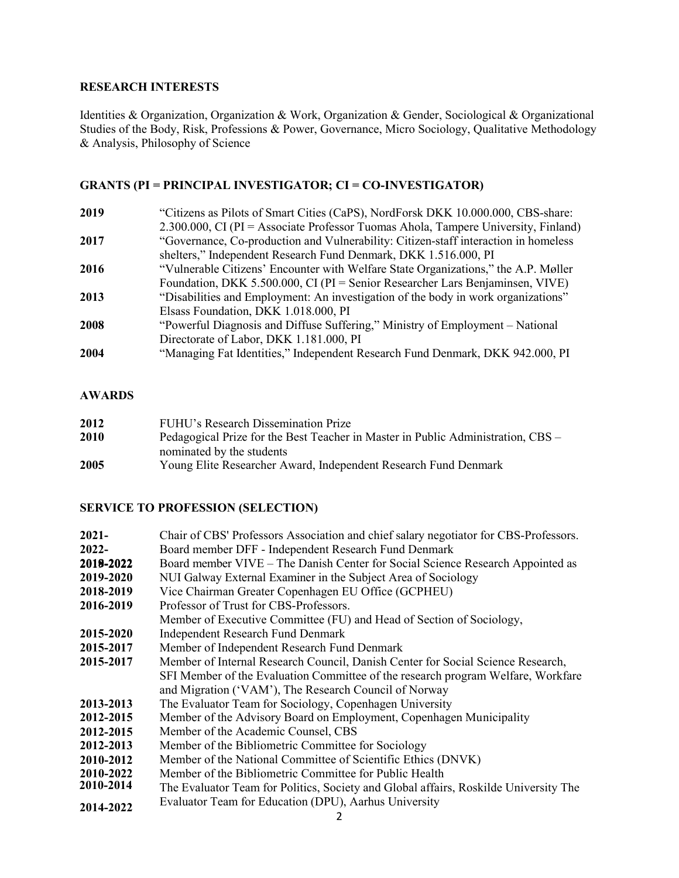## RESEARCH INTERESTS

Identities & Organization, Organization & Work, Organization & Gender, Sociological & Organizational Studies of the Body, Risk, Professions & Power, Governance, Micro Sociology, Qualitative Methodology & Analysis, Philosophy of Science

## GRANTS (PI = PRINCIPAL INVESTIGATOR; CI = CO-INVESTIGATOR)

| | |
|---|---|
| **2019** | "Citizens as Pilots of Smart Cities (CaPS), NordForsk DKK 10.000.000, CBS-share: 2.300.000, CI (PI = Associate Professor Tuomas Ahola, Tampere University, Finland) |
| **2017** | "Governance, Co-production and Vulnerability: Citizen-staff interaction in homeless shelters," Independent Research Fund Denmark, DKK 1.516.000, PI |
| **2016** | "Vulnerable Citizens' Encounter with Welfare State Organizations," the A.P. Møller Foundation, DKK 5.500.000, CI (PI = Senior Researcher Lars Benjaminsen, VIVE) |
| **2013** | "Disabilities and Employment: An investigation of the body in work organizations" Elsass Foundation, DKK 1.018.000, PI |
| **2008** | "Powerful Diagnosis and Diffuse Suffering," Ministry of Employment – National Directorate of Labor, DKK 1.181.000, PI |
| **2004** | "Managing Fat Identities," Independent Research Fund Denmark, DKK 942.000, PI |

## AWARDS

| | |
|---|---|
| **2012** | FUHU's Research Dissemination Prize |
| **2010** | Pedagogical Prize for the Best Teacher in Master in Public Administration, CBS – nominated by the students |
| **2005** | Young Elite Researcher Award, Independent Research Fund Denmark |

## SERVICE TO PROFESSION (SELECTION)

| | |
|---|---|
| **2021-** | Chair of CBS' Professors Association and chief salary negotiator for CBS-Professors. |
| **2022-** | Board member DFF - Independent Research Fund Denmark |
| **2019-2022** | Board member VIVE – The Danish Center for Social Science Research Appointed as |
| **2019-2020** | NUI Galway External Examiner in the Subject Area of Sociology |
| **2018-2019** | Vice Chairman Greater Copenhagen EU Office (GCPHEU) |
| **2016-2019** | Professor of Trust for CBS-Professors. Member of Executive Committee (FU) and Head of Section of Sociology, |
| **2015-2020** | Independent Research Fund Denmark |
| **2015-2017** | Member of Independent Research Fund Denmark |
| **2015-2017** | Member of Internal Research Council, Danish Center for Social Science Research, SFI Member of the Evaluation Committee of the research program Welfare, Workfare and Migration ('VAM'), The Research Council of Norway |
| **2013-2013** | The Evaluator Team for Sociology, Copenhagen University |
| **2012-2015** | Member of the Advisory Board on Employment, Copenhagen Municipality |
| **2012-2015** | Member of the Academic Counsel, CBS |
| **2012-2013** | Member of the Bibliometric Committee for Sociology |
| **2010-2012** | Member of the National Committee of Scientific Ethics (DNVK) |
| **2010-2022** | Member of the Bibliometric Committee for Public Health |
| **2010-2014** | The Evaluator Team for Politics, Society and Global affairs, Roskilde University The |
| **2014-2022** | Evaluator Team for Education (DPU), Aarhus University |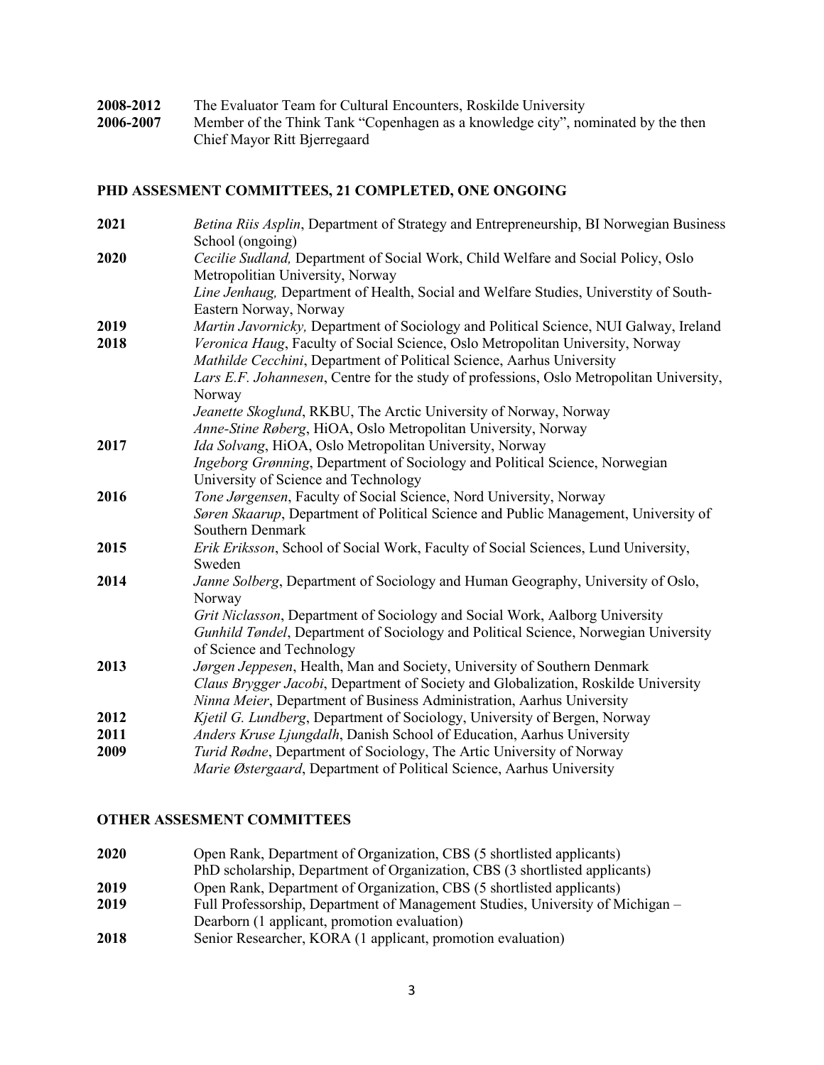**2008-2012** The Evaluator Team for Cultural Encounters, Roskilde University

**2006-2007** Member of the Think Tank "Copenhagen as a knowledge city", nominated by the then Chief Mayor Ritt Bjerregaard

## PHD ASSESMENT COMMITTEES, 21 COMPLETED, ONE ONGOING

**2021** *Betina Riis Asplin*, Department of Strategy and Entrepreneurship, BI Norwegian Business School (ongoing)

**2020** *Cecilie Sudland,* Department of Social Work, Child Welfare and Social Policy, Oslo Metropolitan University, Norway

*Line Jenhaug,* Department of Health, Social and Welfare Studies, Universtity of South-Eastern Norway, Norway

**2019** *Martin Javornicky,* Department of Sociology and Political Science, NUI Galway, Ireland

**2018** *Veronica Haug*, Faculty of Social Science, Oslo Metropolitan University, Norway

*Mathilde Cecchini*, Department of Political Science, Aarhus University

*Lars E.F. Johannesen*, Centre for the study of professions, Oslo Metropolitan University, Norway

*Jeanette Skoglund*, RKBU, The Arctic University of Norway, Norway

*Anne-Stine Røberg*, HiOA, Oslo Metropolitan University, Norway

**2017** *Ida Solvang*, HiOA, Oslo Metropolitan University, Norway

*Ingeborg Grønning*, Department of Sociology and Political Science, Norwegian University of Science and Technology

**2016** *Tone Jørgensen*, Faculty of Social Science, Nord University, Norway

*Søren Skaarup*, Department of Political Science and Public Management, University of Southern Denmark

**2015** *Erik Eriksson*, School of Social Work, Faculty of Social Sciences, Lund University, Sweden

**2014** *Janne Solberg*, Department of Sociology and Human Geography, University of Oslo, Norway

*Grit Niclasson*, Department of Sociology and Social Work, Aalborg University

*Gunhild Tøndel*, Department of Sociology and Political Science, Norwegian University of Science and Technology

**2013** *Jørgen Jeppesen*, Health, Man and Society, University of Southern Denmark

*Claus Brygger Jacobi*, Department of Society and Globalization, Roskilde University

*Ninna Meier*, Department of Business Administration, Aarhus University

**2012** *Kjetil G. Lundberg*, Department of Sociology, University of Bergen, Norway

**2011** *Anders Kruse Ljungdalh*, Danish School of Education, Aarhus University

**2009** *Turid Rødne*, Department of Sociology, The Artic University of Norway

*Marie Østergaard*, Department of Political Science, Aarhus University

## OTHER ASSESMENT COMMITTEES

**2020** Open Rank, Department of Organization, CBS (5 shortlisted applicants)

PhD scholarship, Department of Organization, CBS (3 shortlisted applicants)

**2019** Open Rank, Department of Organization, CBS (5 shortlisted applicants)

**2019** Full Professorship, Department of Management Studies, University of Michigan – Dearborn (1 applicant, promotion evaluation)

**2018** Senior Researcher, KORA (1 applicant, promotion evaluation)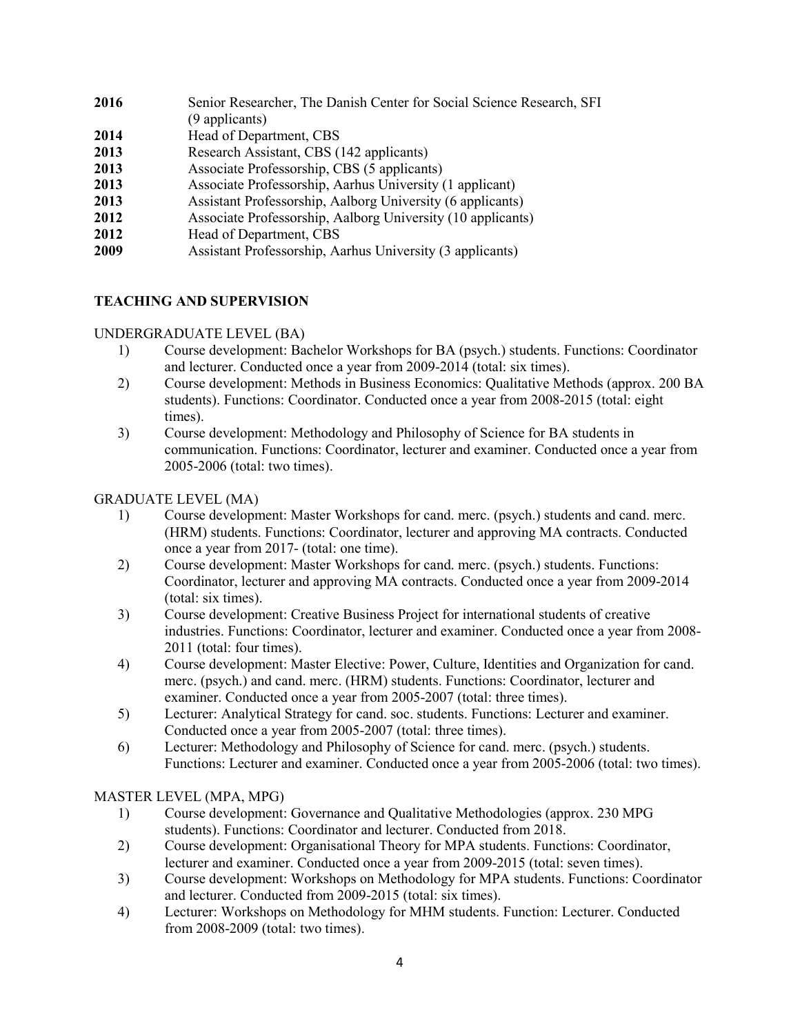**2016** Senior Researcher, The Danish Center for Social Science Research, SFI (9 applicants)
**2014** Head of Department, CBS
**2013** Research Assistant, CBS (142 applicants)
**2013** Associate Professorship, CBS (5 applicants)
**2013** Associate Professorship, Aarhus University (1 applicant)
**2013** Assistant Professorship, Aalborg University (6 applicants)
**2012** Associate Professorship, Aalborg University (10 applicants)
**2012** Head of Department, CBS
**2009** Assistant Professorship, Aarhus University (3 applicants)

## TEACHING AND SUPERVISION

UNDERGRADUATE LEVEL (BA)

1) Course development: Bachelor Workshops for BA (psych.) students. Functions: Coordinator and lecturer. Conducted once a year from 2009-2014 (total: six times).
2) Course development: Methods in Business Economics: Qualitative Methods (approx. 200 BA students). Functions: Coordinator. Conducted once a year from 2008-2015 (total: eight times).
3) Course development: Methodology and Philosophy of Science for BA students in communication. Functions: Coordinator, lecturer and examiner. Conducted once a year from 2005-2006 (total: two times).

GRADUATE LEVEL (MA)

1) Course development: Master Workshops for cand. merc. (psych.) students and cand. merc. (HRM) students. Functions: Coordinator, lecturer and approving MA contracts. Conducted once a year from 2017- (total: one time).
2) Course development: Master Workshops for cand. merc. (psych.) students. Functions: Coordinator, lecturer and approving MA contracts. Conducted once a year from 2009-2014 (total: six times).
3) Course development: Creative Business Project for international students of creative industries. Functions: Coordinator, lecturer and examiner. Conducted once a year from 2008-2011 (total: four times).
4) Course development: Master Elective: Power, Culture, Identities and Organization for cand. merc. (psych.) and cand. merc. (HRM) students. Functions: Coordinator, lecturer and examiner. Conducted once a year from 2005-2007 (total: three times).
5) Lecturer: Analytical Strategy for cand. soc. students. Functions: Lecturer and examiner. Conducted once a year from 2005-2007 (total: three times).
6) Lecturer: Methodology and Philosophy of Science for cand. merc. (psych.) students. Functions: Lecturer and examiner. Conducted once a year from 2005-2006 (total: two times).

MASTER LEVEL (MPA, MPG)

1) Course development: Governance and Qualitative Methodologies (approx. 230 MPG students). Functions: Coordinator and lecturer. Conducted from 2018.
2) Course development: Organisational Theory for MPA students. Functions: Coordinator, lecturer and examiner. Conducted once a year from 2009-2015 (total: seven times).
3) Course development: Workshops on Methodology for MPA students. Functions: Coordinator and lecturer. Conducted from 2009-2015 (total: six times).
4) Lecturer: Workshops on Methodology for MHM students. Function: Lecturer. Conducted from 2008-2009 (total: two times).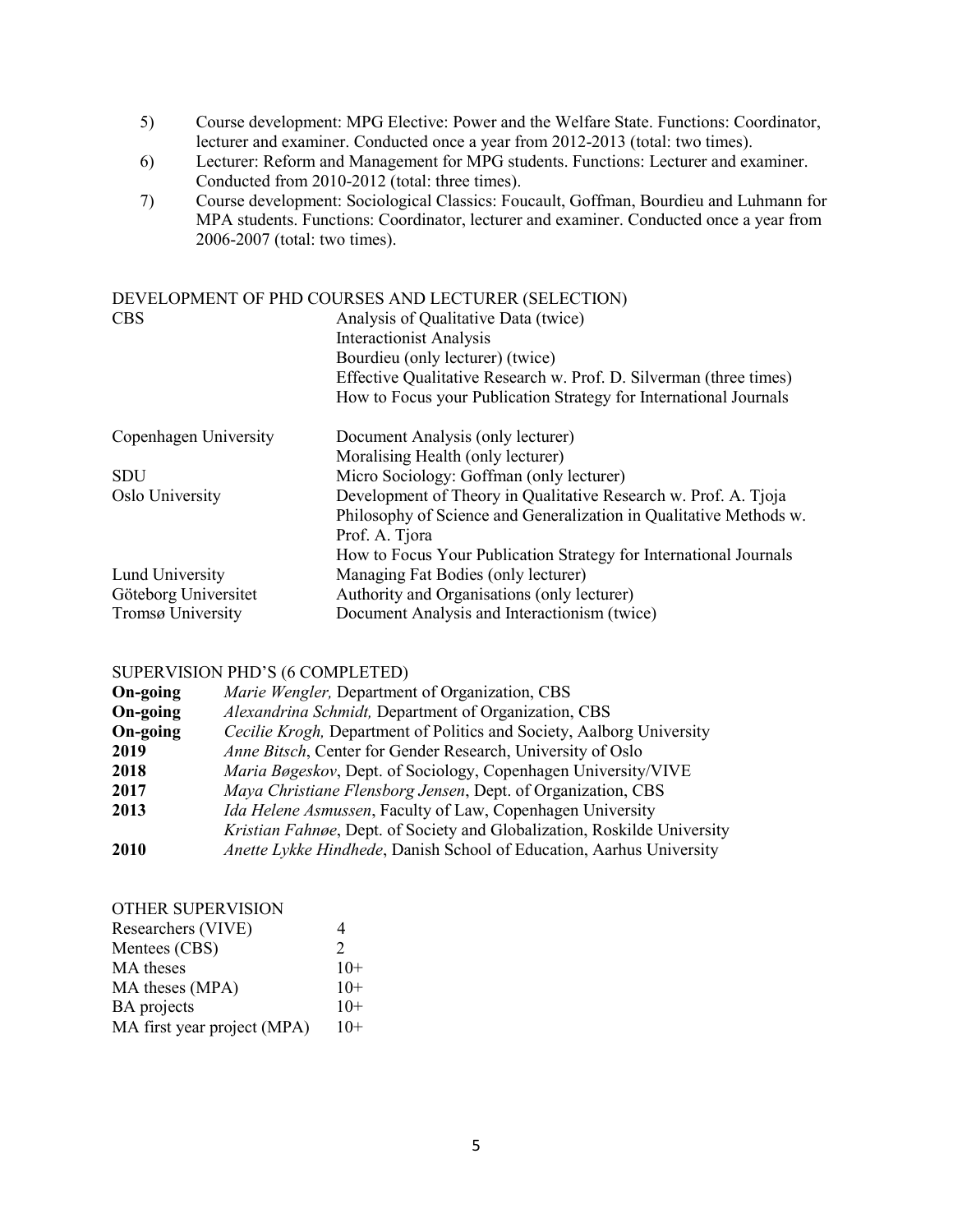5) Course development: MPG Elective: Power and the Welfare State. Functions: Coordinator, lecturer and examiner. Conducted once a year from 2012-2013 (total: two times).
6) Lecturer: Reform and Management for MPG students. Functions: Lecturer and examiner. Conducted from 2010-2012 (total: three times).
7) Course development: Sociological Classics: Foucault, Goffman, Bourdieu and Luhmann for MPA students. Functions: Coordinator, lecturer and examiner. Conducted once a year from 2006-2007 (total: two times).

## DEVELOPMENT OF PHD COURSES AND LECTURER (SELECTION)

| | |
|---|---|
| CBS | Analysis of Qualitative Data (twice) |
| | Interactionist Analysis |
| | Bourdieu (only lecturer) (twice) |
| | Effective Qualitative Research w. Prof. D. Silverman (three times) |
| | How to Focus your Publication Strategy for International Journals |
| Copenhagen University | Document Analysis (only lecturer) |
| | Moralising Health (only lecturer) |
| SDU | Micro Sociology: Goffman (only lecturer) |
| Oslo University | Development of Theory in Qualitative Research w. Prof. A. Tjoja |
| | Philosophy of Science and Generalization in Qualitative Methods w. Prof. A. Tjora |
| | How to Focus Your Publication Strategy for International Journals |
| Lund University | Managing Fat Bodies (only lecturer) |
| Göteborg Universitet | Authority and Organisations (only lecturer) |
| Tromsø University | Document Analysis and Interactionism (twice) |

## SUPERVISION PHD'S (6 COMPLETED)

| | |
|---|---|
| **On-going** | *Marie Wengler,* Department of Organization, CBS |
| **On-going** | *Alexandrina Schmidt,* Department of Organization, CBS |
| **On-going** | *Cecilie Krogh,* Department of Politics and Society, Aalborg University |
| **2019** | *Anne Bitsch*, Center for Gender Research, University of Oslo |
| **2018** | *Maria Bøgeskov*, Dept. of Sociology, Copenhagen University/VIVE |
| **2017** | *Maya Christiane Flensborg Jensen*, Dept. of Organization, CBS |
| **2013** | *Ida Helene Asmussen*, Faculty of Law, Copenhagen University |
| | *Kristian Fahnøe*, Dept. of Society and Globalization, Roskilde University |
| **2010** | *Anette Lykke Hindhede*, Danish School of Education, Aarhus University |

## OTHER SUPERVISION

| | |
|---|---|
| Researchers (VIVE) | 4 |
| Mentees (CBS) | 2 |
| MA theses | 10+ |
| MA theses (MPA) | 10+ |
| BA projects | 10+ |
| MA first year project (MPA) | 10+ |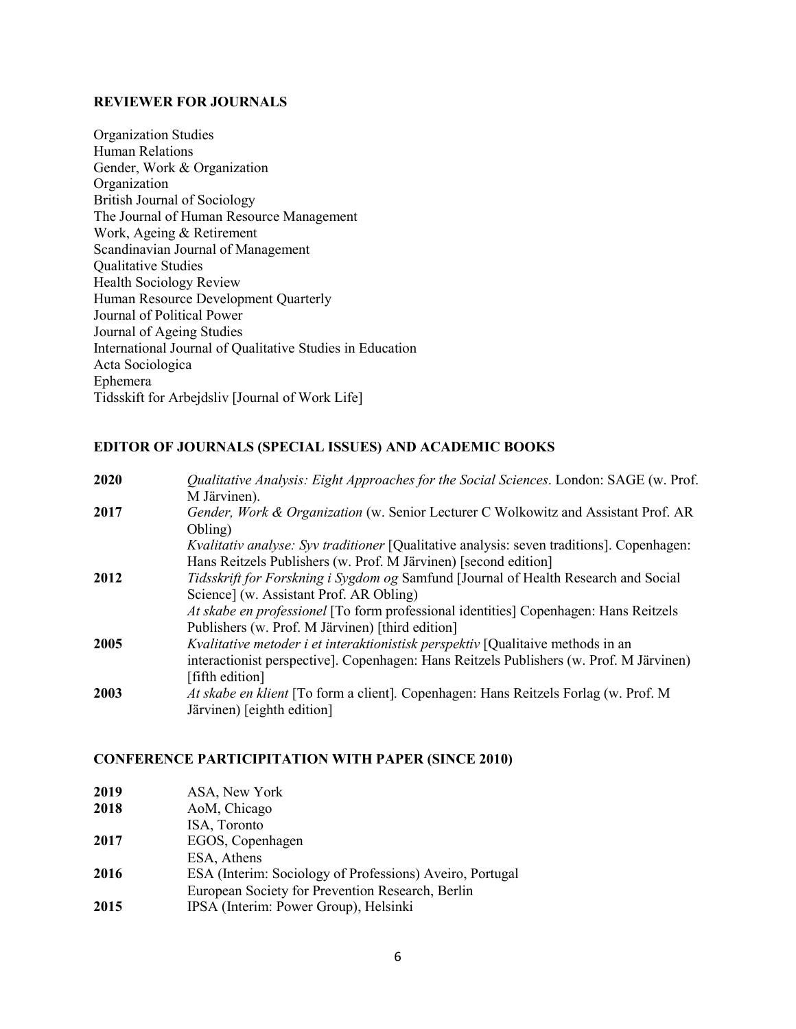## REVIEWER FOR JOURNALS

Organization Studies
Human Relations
Gender, Work & Organization
Organization
British Journal of Sociology
The Journal of Human Resource Management
Work, Ageing & Retirement
Scandinavian Journal of Management
Qualitative Studies
Health Sociology Review
Human Resource Development Quarterly
Journal of Political Power
Journal of Ageing Studies
International Journal of Qualitative Studies in Education
Acta Sociologica
Ephemera
Tidsskift for Arbejdsliv [Journal of Work Life]

## EDITOR OF JOURNALS (SPECIAL ISSUES) AND ACADEMIC BOOKS

**2020** *Qualitative Analysis: Eight Approaches for the Social Sciences*. London: SAGE (w. Prof. M Järvinen).

**2017** *Gender, Work & Organization* (w. Senior Lecturer C Wolkowitz and Assistant Prof. AR Obling)

*Kvalitativ analyse: Syv traditioner* [Qualitative analysis: seven traditions]. Copenhagen: Hans Reitzels Publishers (w. Prof. M Järvinen) [second edition]

**2012** *Tidsskrift for Forskning i Sygdom og* Samfund [Journal of Health Research and Social Science] (w. Assistant Prof. AR Obling)

*At skabe en professionel* [To form professional identities] Copenhagen: Hans Reitzels Publishers (w. Prof. M Järvinen) [third edition]

**2005** *Kvalitative metoder i et interaktionistisk perspektiv* [Qualitaive methods in an interactionist perspective]. Copenhagen: Hans Reitzels Publishers (w. Prof. M Järvinen) [fifth edition]

**2003** *At skabe en klient* [To form a client]. Copenhagen: Hans Reitzels Forlag (w. Prof. M Järvinen) [eighth edition]

## CONFERENCE PARTICIPITATION WITH PAPER (SINCE 2010)

**2019** ASA, New York

**2018** AoM, Chicago
ISA, Toronto

**2017** EGOS, Copenhagen
ESA, Athens

**2016** ESA (Interim: Sociology of Professions) Aveiro, Portugal
European Society for Prevention Research, Berlin

**2015** IPSA (Interim: Power Group), Helsinki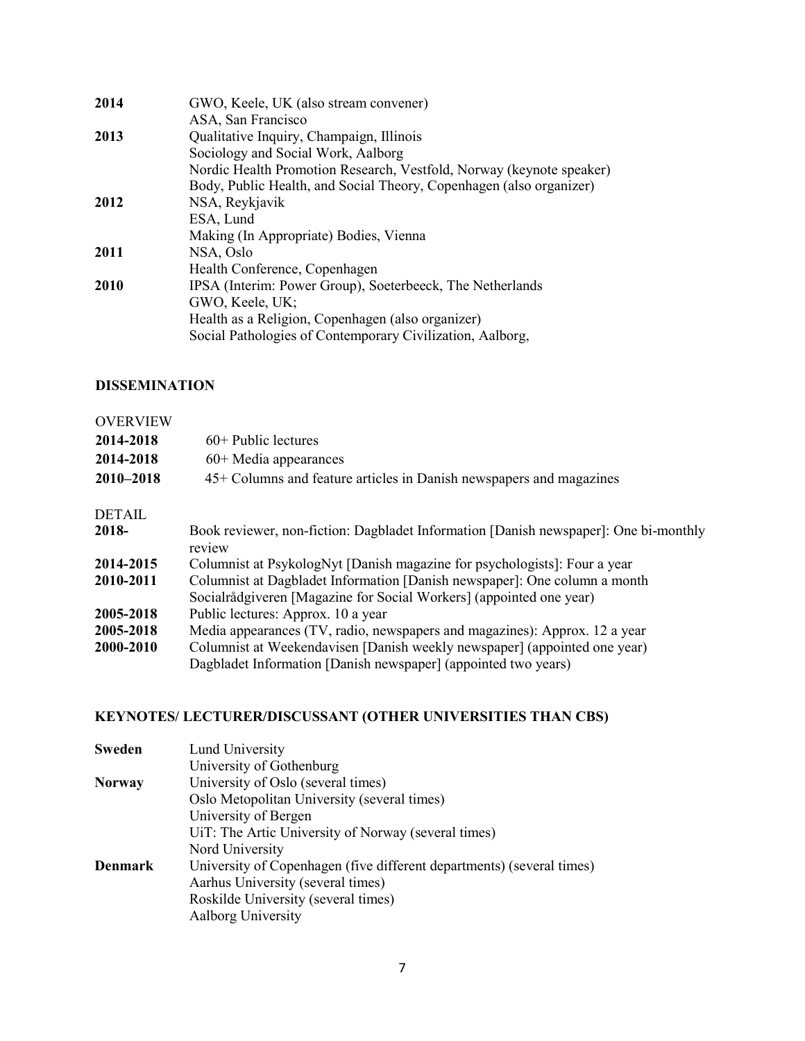| | |
|---|---|
| **2014** | GWO, Keele, UK (also stream convener) |
| | ASA, San Francisco |
| **2013** | Qualitative Inquiry, Champaign, Illinois |
| | Sociology and Social Work, Aalborg |
| | Nordic Health Promotion Research, Vestfold, Norway (keynote speaker) |
| | Body, Public Health, and Social Theory, Copenhagen (also organizer) |
| **2012** | NSA, Reykjavik |
| | ESA, Lund |
| | Making (In Appropriate) Bodies, Vienna |
| **2011** | NSA, Oslo |
| | Health Conference, Copenhagen |
| **2010** | IPSA (Interim: Power Group), Soeterbeeck, The Netherlands |
| | GWO, Keele, UK; |
| | Health as a Religion, Copenhagen (also organizer) |
| | Social Pathologies of Contemporary Civilization, Aalborg, |

## DISSEMINATION

OVERVIEW

| | |
|---|---|
| **2014-2018** | 60+ Public lectures |
| **2014-2018** | 60+ Media appearances |
| **2010–2018** | 45+ Columns and feature articles in Danish newspapers and magazines |

DETAIL

| | |
|---|---|
| **2018-** | Book reviewer, non-fiction: Dagbladet Information [Danish newspaper]: One bi-monthly review |
| **2014-2015** | Columnist at PsykologNyt [Danish magazine for psychologists]: Four a year |
| **2010-2011** | Columnist at Dagbladet Information [Danish newspaper]: One column a month |
| | Socialrådgiveren [Magazine for Social Workers] (appointed one year) |
| **2005-2018** | Public lectures: Approx. 10 a year |
| **2005-2018** | Media appearances (TV, radio, newspapers and magazines): Approx. 12 a year |
| **2000-2010** | Columnist at Weekendavisen [Danish weekly newspaper] (appointed one year) |
| | Dagbladet Information [Danish newspaper] (appointed two years) |

## KEYNOTES/ LECTURER/DISCUSSANT (OTHER UNIVERSITIES THAN CBS)

| | |
|---|---|
| **Sweden** | Lund University |
| | University of Gothenburg |
| **Norway** | University of Oslo (several times) |
| | Oslo Metopolitan University (several times) |
| | University of Bergen |
| | UiT: The Artic University of Norway (several times) |
| | Nord University |
| **Denmark** | University of Copenhagen (five different departments) (several times) |
| | Aarhus University (several times) |
| | Roskilde University (several times) |
| | Aalborg University |